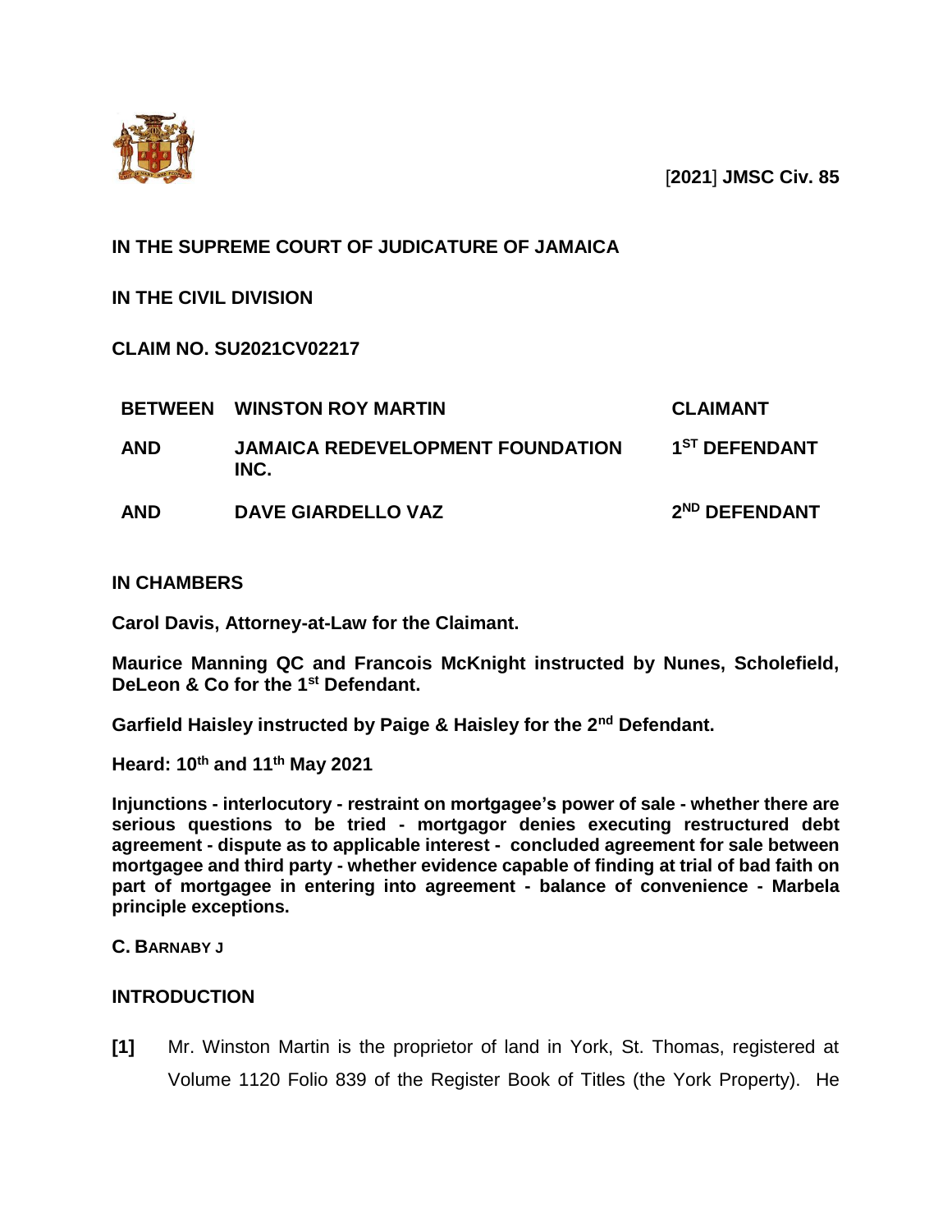[**2021**] **JMSC Civ. 85**

**IN THE SUPREME COURT OF JUDICATURE OF JAMAICA**

**IN THE CIVIL DIVISION**

**CLAIM NO. SU2021CV02217**

| | | |
|---|---|---|
| **BETWEEN** **WINSTON ROY MARTIN** | | **CLAIMANT** |
| **AND** | **JAMAICA REDEVELOPMENT FOUNDATION INC.** | **1ST DEFENDANT** |
| **AND** | **DAVE GIARDELLO VAZ** | **2ND DEFENDANT** |

**IN CHAMBERS**

**Carol Davis, Attorney-at-Law for the Claimant.**

**Maurice Manning QC and Francois McKnight instructed by Nunes, Scholefield, DeLeon & Co for the 1st Defendant.**

**Garfield Haisley instructed by Paige & Haisley for the 2nd Defendant.**

**Heard: 10th and 11th May 2021**

**Injunctions - interlocutory - restraint on mortgagee's power of sale - whether there are serious questions to be tried - mortgagor denies executing restructured debt agreement - dispute as to applicable interest - concluded agreement for sale between mortgagee and third party - whether evidence capable of finding at trial of bad faith on part of mortgagee in entering into agreement - balance of convenience - Marbela principle exceptions.**

**C. BARNABY J**

## INTRODUCTION

**[1]** Mr. Winston Martin is the proprietor of land in York, St. Thomas, registered at Volume 1120 Folio 839 of the Register Book of Titles (the York Property). He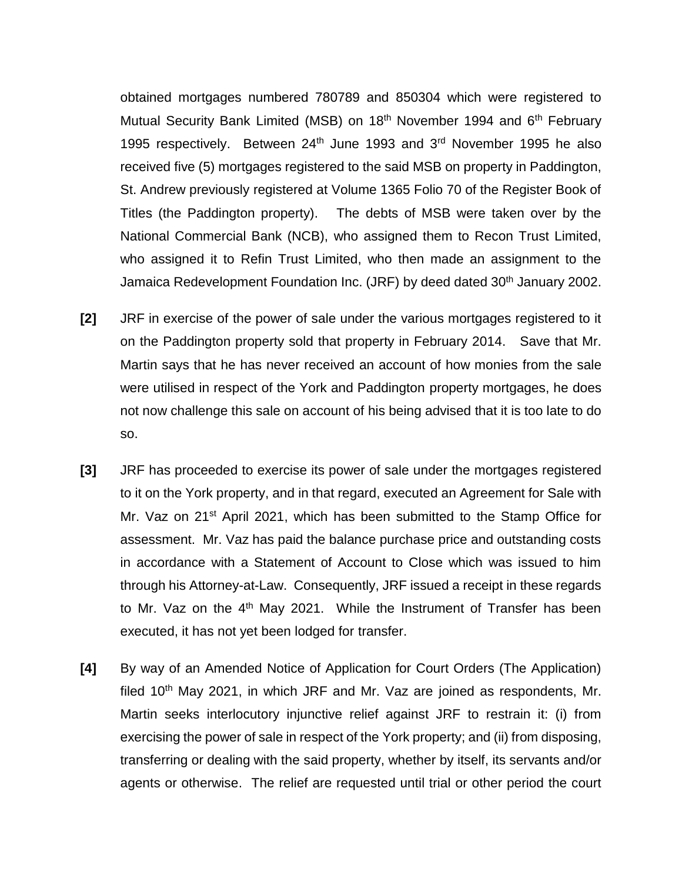obtained mortgages numbered 780789 and 850304 which were registered to Mutual Security Bank Limited (MSB) on 18th November 1994 and 6th February 1995 respectively. Between 24th June 1993 and 3rd November 1995 he also received five (5) mortgages registered to the said MSB on property in Paddington, St. Andrew previously registered at Volume 1365 Folio 70 of the Register Book of Titles (the Paddington property). The debts of MSB were taken over by the National Commercial Bank (NCB), who assigned them to Recon Trust Limited, who assigned it to Refin Trust Limited, who then made an assignment to the Jamaica Redevelopment Foundation Inc. (JRF) by deed dated 30th January 2002.

**[2]** JRF in exercise of the power of sale under the various mortgages registered to it on the Paddington property sold that property in February 2014. Save that Mr. Martin says that he has never received an account of how monies from the sale were utilised in respect of the York and Paddington property mortgages, he does not now challenge this sale on account of his being advised that it is too late to do so.

**[3]** JRF has proceeded to exercise its power of sale under the mortgages registered to it on the York property, and in that regard, executed an Agreement for Sale with Mr. Vaz on 21st April 2021, which has been submitted to the Stamp Office for assessment. Mr. Vaz has paid the balance purchase price and outstanding costs in accordance with a Statement of Account to Close which was issued to him through his Attorney-at-Law. Consequently, JRF issued a receipt in these regards to Mr. Vaz on the 4th May 2021. While the Instrument of Transfer has been executed, it has not yet been lodged for transfer.

**[4]** By way of an Amended Notice of Application for Court Orders (The Application) filed 10th May 2021, in which JRF and Mr. Vaz are joined as respondents, Mr. Martin seeks interlocutory injunctive relief against JRF to restrain it: (i) from exercising the power of sale in respect of the York property; and (ii) from disposing, transferring or dealing with the said property, whether by itself, its servants and/or agents or otherwise. The relief are requested until trial or other period the court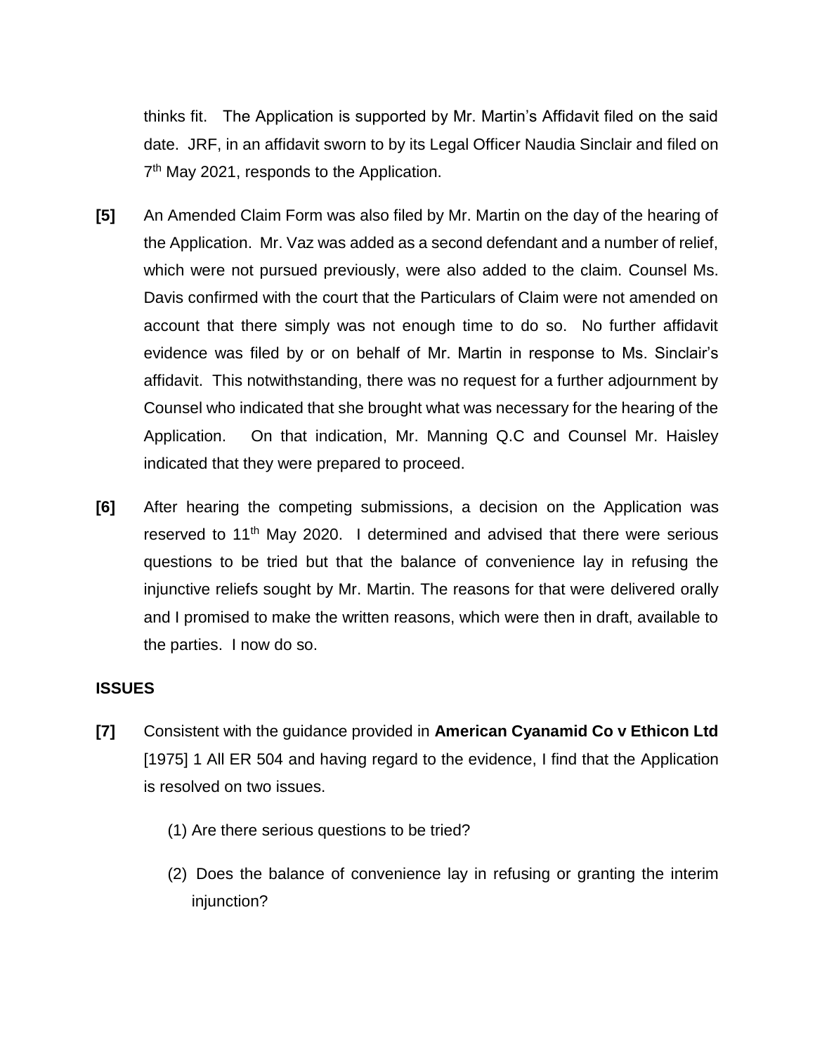thinks fit. The Application is supported by Mr. Martin's Affidavit filed on the said date. JRF, in an affidavit sworn to by its Legal Officer Naudia Sinclair and filed on 7th May 2021, responds to the Application.

**[5]** An Amended Claim Form was also filed by Mr. Martin on the day of the hearing of the Application. Mr. Vaz was added as a second defendant and a number of relief, which were not pursued previously, were also added to the claim. Counsel Ms. Davis confirmed with the court that the Particulars of Claim were not amended on account that there simply was not enough time to do so. No further affidavit evidence was filed by or on behalf of Mr. Martin in response to Ms. Sinclair's affidavit. This notwithstanding, there was no request for a further adjournment by Counsel who indicated that she brought what was necessary for the hearing of the Application. On that indication, Mr. Manning Q.C and Counsel Mr. Haisley indicated that they were prepared to proceed.

**[6]** After hearing the competing submissions, a decision on the Application was reserved to 11th May 2020. I determined and advised that there were serious questions to be tried but that the balance of convenience lay in refusing the injunctive reliefs sought by Mr. Martin. The reasons for that were delivered orally and I promised to make the written reasons, which were then in draft, available to the parties. I now do so.

## ISSUES

**[7]** Consistent with the guidance provided in **American Cyanamid Co v Ethicon Ltd** [1975] 1 All ER 504 and having regard to the evidence, I find that the Application is resolved on two issues.

(1) Are there serious questions to be tried?

(2) Does the balance of convenience lay in refusing or granting the interim injunction?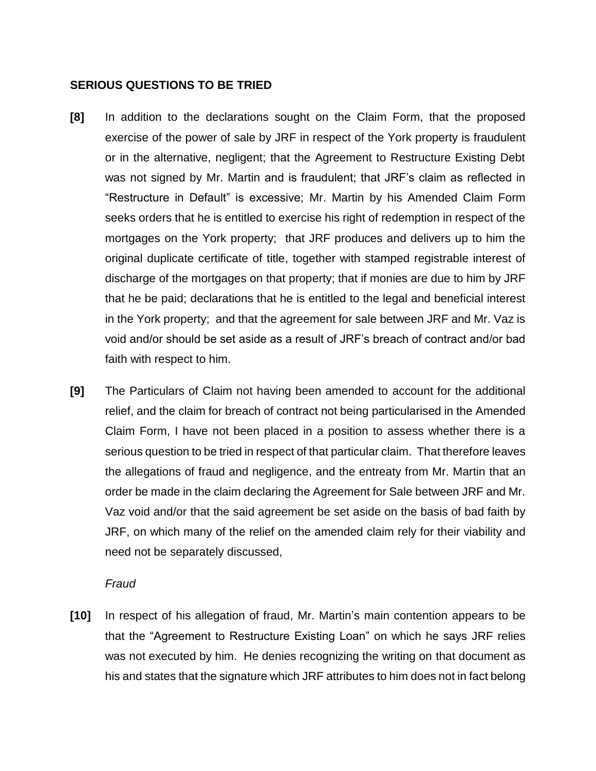## SERIOUS QUESTIONS TO BE TRIED

**[8]** In addition to the declarations sought on the Claim Form, that the proposed exercise of the power of sale by JRF in respect of the York property is fraudulent or in the alternative, negligent; that the Agreement to Restructure Existing Debt was not signed by Mr. Martin and is fraudulent; that JRF's claim as reflected in "Restructure in Default" is excessive; Mr. Martin by his Amended Claim Form seeks orders that he is entitled to exercise his right of redemption in respect of the mortgages on the York property; that JRF produces and delivers up to him the original duplicate certificate of title, together with stamped registrable interest of discharge of the mortgages on that property; that if monies are due to him by JRF that he be paid; declarations that he is entitled to the legal and beneficial interest in the York property; and that the agreement for sale between JRF and Mr. Vaz is void and/or should be set aside as a result of JRF's breach of contract and/or bad faith with respect to him.

**[9]** The Particulars of Claim not having been amended to account for the additional relief, and the claim for breach of contract not being particularised in the Amended Claim Form, I have not been placed in a position to assess whether there is a serious question to be tried in respect of that particular claim. That therefore leaves the allegations of fraud and negligence, and the entreaty from Mr. Martin that an order be made in the claim declaring the Agreement for Sale between JRF and Mr. Vaz void and/or that the said agreement be set aside on the basis of bad faith by JRF, on which many of the relief on the amended claim rely for their viability and need not be separately discussed,

*Fraud*

**[10]** In respect of his allegation of fraud, Mr. Martin's main contention appears to be that the "Agreement to Restructure Existing Loan" on which he says JRF relies was not executed by him. He denies recognizing the writing on that document as his and states that the signature which JRF attributes to him does not in fact belong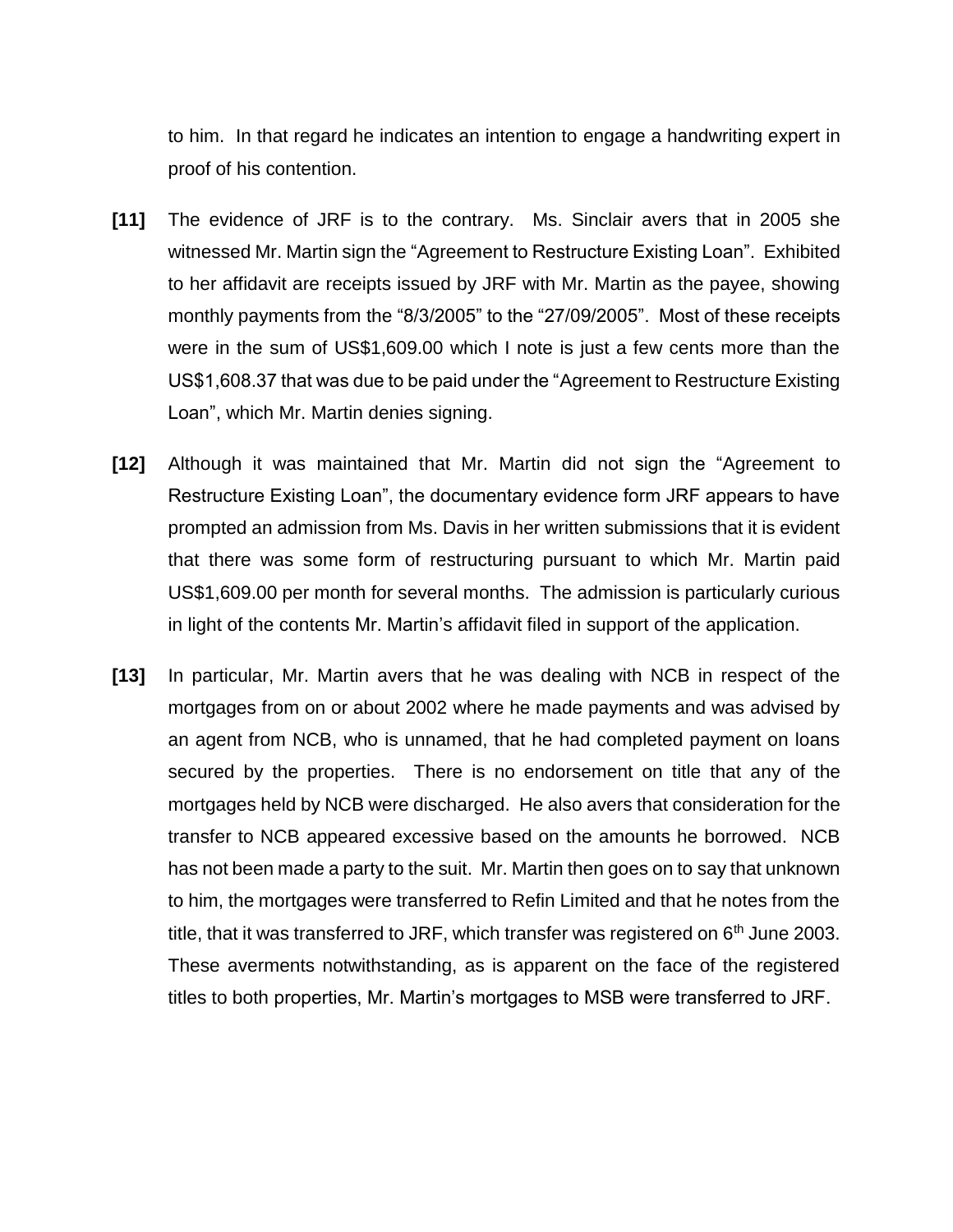to him. In that regard he indicates an intention to engage a handwriting expert in proof of his contention.

**[11]** The evidence of JRF is to the contrary. Ms. Sinclair avers that in 2005 she witnessed Mr. Martin sign the "Agreement to Restructure Existing Loan". Exhibited to her affidavit are receipts issued by JRF with Mr. Martin as the payee, showing monthly payments from the "8/3/2005" to the "27/09/2005". Most of these receipts were in the sum of US$1,609.00 which I note is just a few cents more than the US$1,608.37 that was due to be paid under the "Agreement to Restructure Existing Loan", which Mr. Martin denies signing.

**[12]** Although it was maintained that Mr. Martin did not sign the "Agreement to Restructure Existing Loan", the documentary evidence form JRF appears to have prompted an admission from Ms. Davis in her written submissions that it is evident that there was some form of restructuring pursuant to which Mr. Martin paid US$1,609.00 per month for several months. The admission is particularly curious in light of the contents Mr. Martin's affidavit filed in support of the application.

**[13]** In particular, Mr. Martin avers that he was dealing with NCB in respect of the mortgages from on or about 2002 where he made payments and was advised by an agent from NCB, who is unnamed, that he had completed payment on loans secured by the properties. There is no endorsement on title that any of the mortgages held by NCB were discharged. He also avers that consideration for the transfer to NCB appeared excessive based on the amounts he borrowed. NCB has not been made a party to the suit. Mr. Martin then goes on to say that unknown to him, the mortgages were transferred to Refin Limited and that he notes from the title, that it was transferred to JRF, which transfer was registered on 6th June 2003. These averments notwithstanding, as is apparent on the face of the registered titles to both properties, Mr. Martin's mortgages to MSB were transferred to JRF.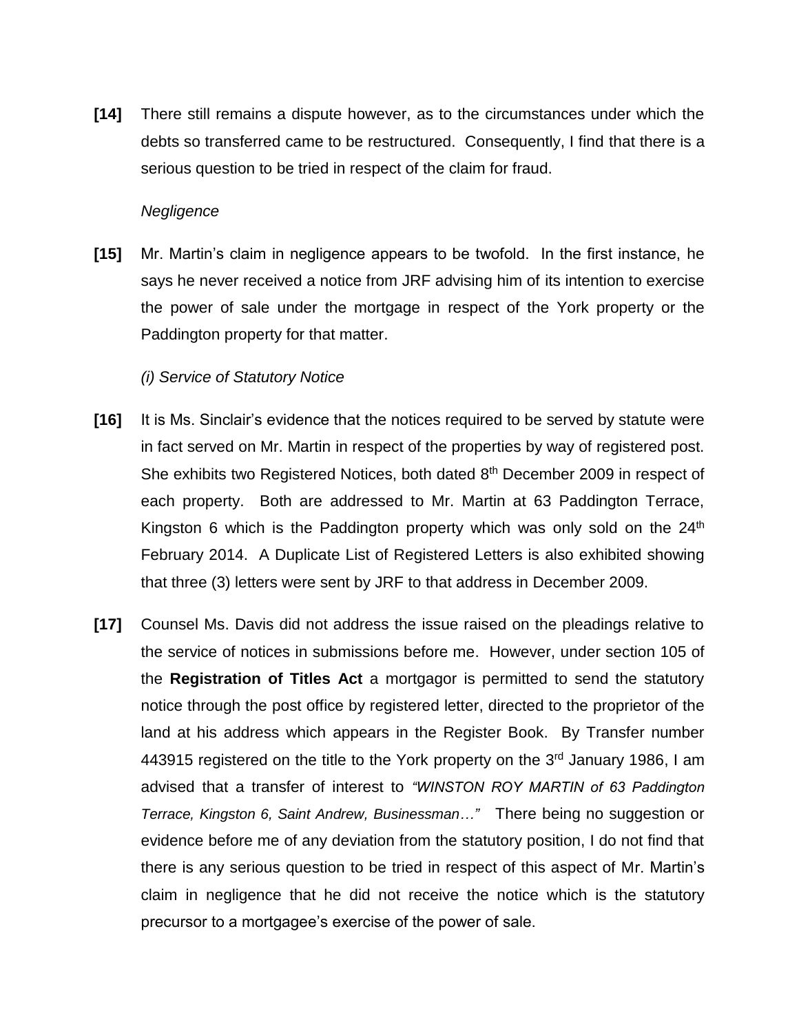**[14]** There still remains a dispute however, as to the circumstances under which the debts so transferred came to be restructured. Consequently, I find that there is a serious question to be tried in respect of the claim for fraud.

*Negligence*

**[15]** Mr. Martin's claim in negligence appears to be twofold. In the first instance, he says he never received a notice from JRF advising him of its intention to exercise the power of sale under the mortgage in respect of the York property or the Paddington property for that matter.

*(i) Service of Statutory Notice*

**[16]** It is Ms. Sinclair's evidence that the notices required to be served by statute were in fact served on Mr. Martin in respect of the properties by way of registered post. She exhibits two Registered Notices, both dated 8th December 2009 in respect of each property. Both are addressed to Mr. Martin at 63 Paddington Terrace, Kingston 6 which is the Paddington property which was only sold on the 24th February 2014. A Duplicate List of Registered Letters is also exhibited showing that three (3) letters were sent by JRF to that address in December 2009.

**[17]** Counsel Ms. Davis did not address the issue raised on the pleadings relative to the service of notices in submissions before me. However, under section 105 of the **Registration of Titles Act** a mortgagor is permitted to send the statutory notice through the post office by registered letter, directed to the proprietor of the land at his address which appears in the Register Book. By Transfer number 443915 registered on the title to the York property on the 3rd January 1986, I am advised that a transfer of interest to *"WINSTON ROY MARTIN of 63 Paddington Terrace, Kingston 6, Saint Andrew, Businessman…"* There being no suggestion or evidence before me of any deviation from the statutory position, I do not find that there is any serious question to be tried in respect of this aspect of Mr. Martin's claim in negligence that he did not receive the notice which is the statutory precursor to a mortgagee's exercise of the power of sale.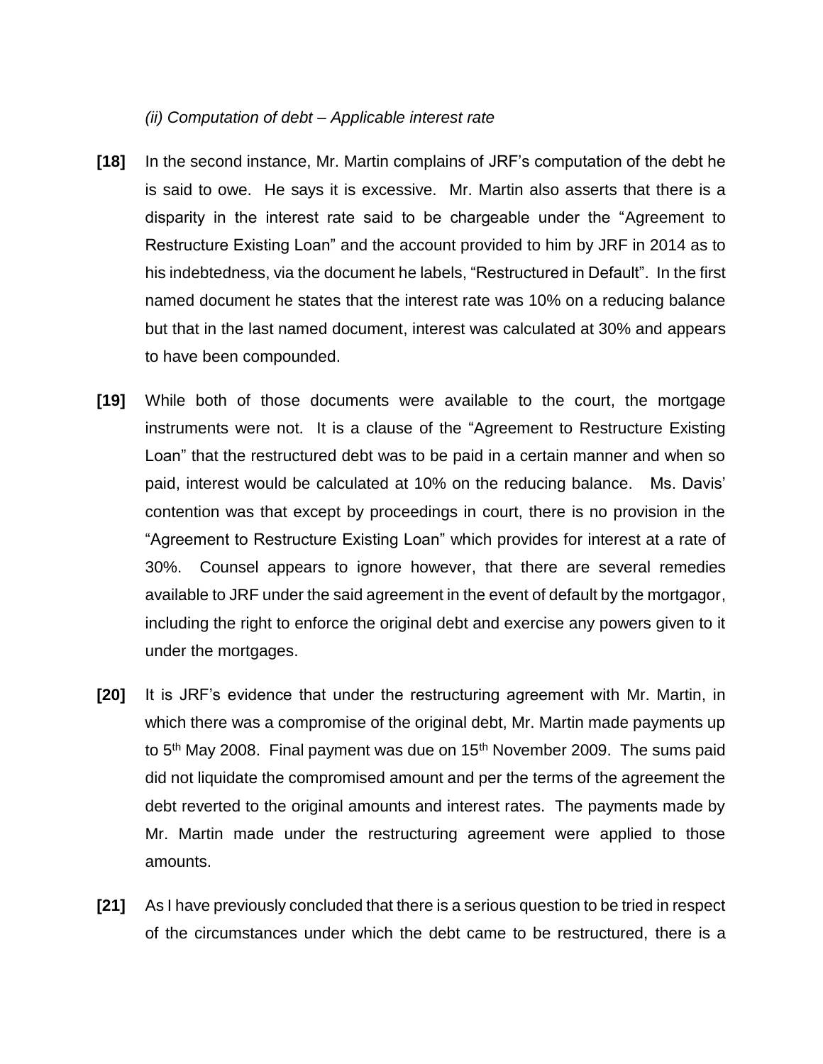*(ii) Computation of debt – Applicable interest rate*

**[18]** In the second instance, Mr. Martin complains of JRF's computation of the debt he is said to owe. He says it is excessive. Mr. Martin also asserts that there is a disparity in the interest rate said to be chargeable under the "Agreement to Restructure Existing Loan" and the account provided to him by JRF in 2014 as to his indebtedness, via the document he labels, "Restructured in Default". In the first named document he states that the interest rate was 10% on a reducing balance but that in the last named document, interest was calculated at 30% and appears to have been compounded.

**[19]** While both of those documents were available to the court, the mortgage instruments were not. It is a clause of the "Agreement to Restructure Existing Loan" that the restructured debt was to be paid in a certain manner and when so paid, interest would be calculated at 10% on the reducing balance. Ms. Davis' contention was that except by proceedings in court, there is no provision in the "Agreement to Restructure Existing Loan" which provides for interest at a rate of 30%. Counsel appears to ignore however, that there are several remedies available to JRF under the said agreement in the event of default by the mortgagor, including the right to enforce the original debt and exercise any powers given to it under the mortgages.

**[20]** It is JRF's evidence that under the restructuring agreement with Mr. Martin, in which there was a compromise of the original debt, Mr. Martin made payments up to 5th May 2008. Final payment was due on 15th November 2009. The sums paid did not liquidate the compromised amount and per the terms of the agreement the debt reverted to the original amounts and interest rates. The payments made by Mr. Martin made under the restructuring agreement were applied to those amounts.

**[21]** As I have previously concluded that there is a serious question to be tried in respect of the circumstances under which the debt came to be restructured, there is a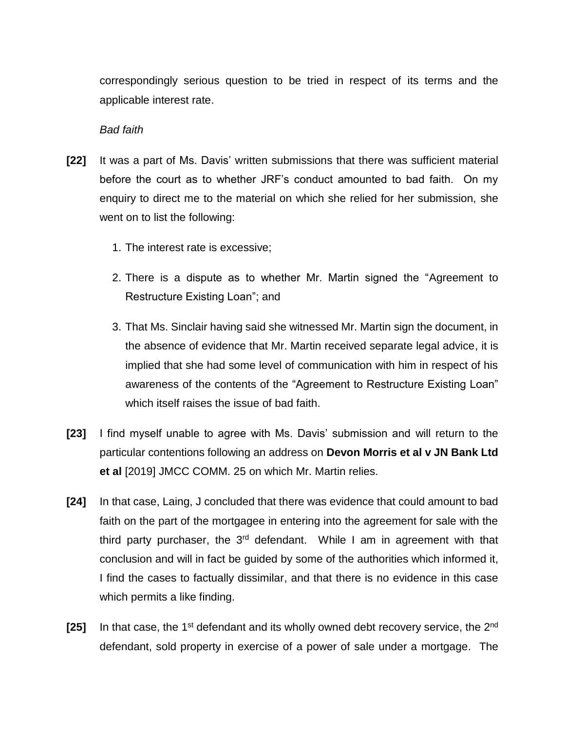correspondingly serious question to be tried in respect of its terms and the applicable interest rate.

*Bad faith*

**[22]** It was a part of Ms. Davis' written submissions that there was sufficient material before the court as to whether JRF's conduct amounted to bad faith. On my enquiry to direct me to the material on which she relied for her submission, she went on to list the following:

1. The interest rate is excessive;

2. There is a dispute as to whether Mr. Martin signed the "Agreement to Restructure Existing Loan"; and

3. That Ms. Sinclair having said she witnessed Mr. Martin sign the document, in the absence of evidence that Mr. Martin received separate legal advice, it is implied that she had some level of communication with him in respect of his awareness of the contents of the "Agreement to Restructure Existing Loan" which itself raises the issue of bad faith.

**[23]** I find myself unable to agree with Ms. Davis' submission and will return to the particular contentions following an address on **Devon Morris et al v JN Bank Ltd et al** [2019] JMCC COMM. 25 on which Mr. Martin relies.

**[24]** In that case, Laing, J concluded that there was evidence that could amount to bad faith on the part of the mortgagee in entering into the agreement for sale with the third party purchaser, the 3rd defendant. While I am in agreement with that conclusion and will in fact be guided by some of the authorities which informed it, I find the cases to factually dissimilar, and that there is no evidence in this case which permits a like finding.

**[25]** In that case, the 1st defendant and its wholly owned debt recovery service, the 2nd defendant, sold property in exercise of a power of sale under a mortgage. The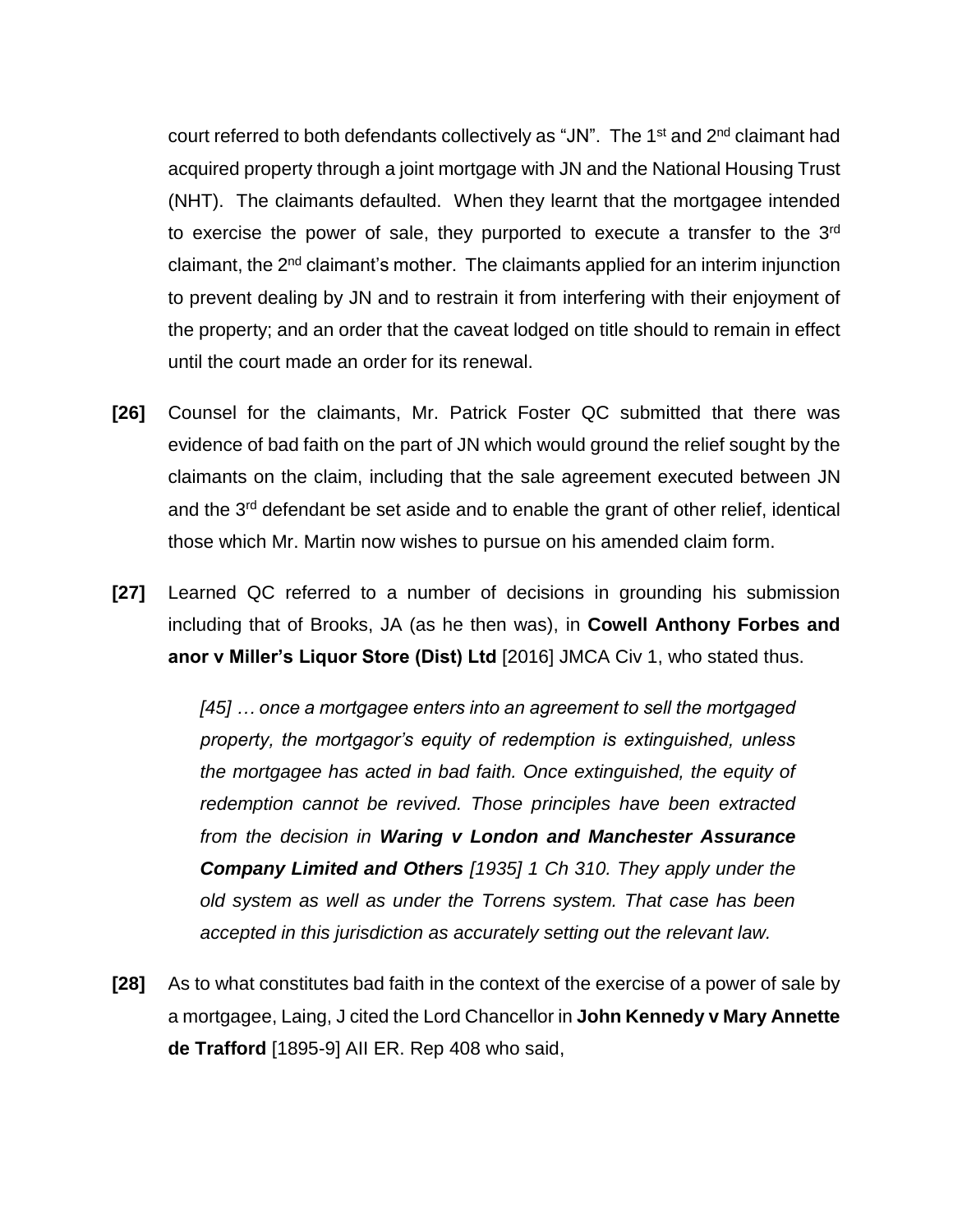court referred to both defendants collectively as "JN". The 1st and 2nd claimant had acquired property through a joint mortgage with JN and the National Housing Trust (NHT). The claimants defaulted. When they learnt that the mortgagee intended to exercise the power of sale, they purported to execute a transfer to the 3rd claimant, the 2nd claimant's mother. The claimants applied for an interim injunction to prevent dealing by JN and to restrain it from interfering with their enjoyment of the property; and an order that the caveat lodged on title should to remain in effect until the court made an order for its renewal.

**[26]** Counsel for the claimants, Mr. Patrick Foster QC submitted that there was evidence of bad faith on the part of JN which would ground the relief sought by the claimants on the claim, including that the sale agreement executed between JN and the 3rd defendant be set aside and to enable the grant of other relief, identical those which Mr. Martin now wishes to pursue on his amended claim form.

**[27]** Learned QC referred to a number of decisions in grounding his submission including that of Brooks, JA (as he then was), in **Cowell Anthony Forbes and anor v Miller's Liquor Store (Dist) Ltd** [2016] JMCA Civ 1, who stated thus.

> *[45] … once a mortgagee enters into an agreement to sell the mortgaged property, the mortgagor's equity of redemption is extinguished, unless the mortgagee has acted in bad faith. Once extinguished, the equity of redemption cannot be revived. Those principles have been extracted from the decision in **Waring v London and Manchester Assurance Company Limited and Others** [1935] 1 Ch 310. They apply under the old system as well as under the Torrens system. That case has been accepted in this jurisdiction as accurately setting out the relevant law.*

**[28]** As to what constitutes bad faith in the context of the exercise of a power of sale by a mortgagee, Laing, J cited the Lord Chancellor in **John Kennedy v Mary Annette de Trafford** [1895-9] AII ER. Rep 408 who said,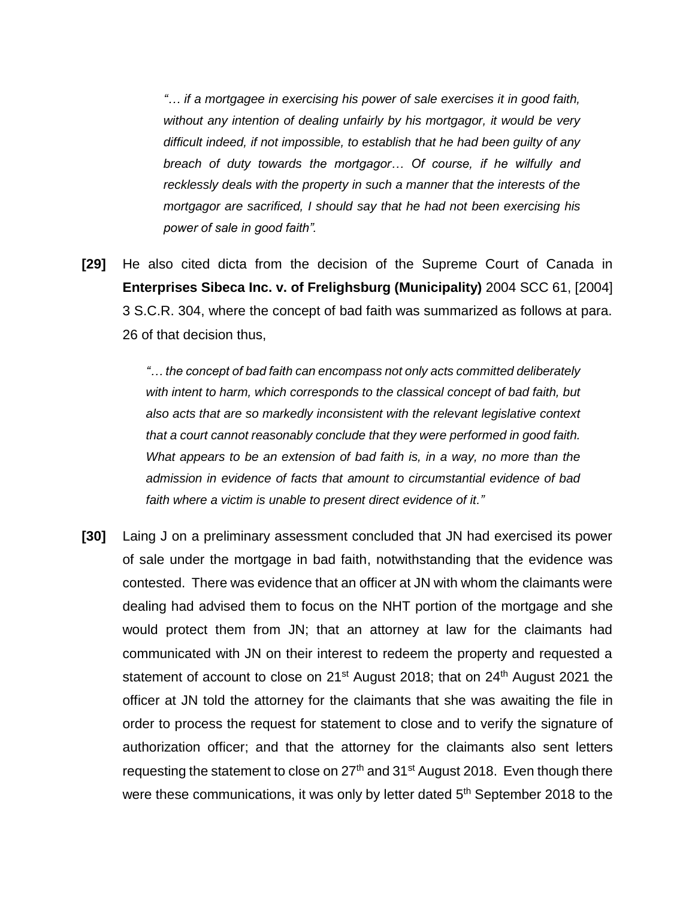> *"… if a mortgagee in exercising his power of sale exercises it in good faith, without any intention of dealing unfairly by his mortgagor, it would be very difficult indeed, if not impossible, to establish that he had been guilty of any breach of duty towards the mortgagor… Of course, if he wilfully and recklessly deals with the property in such a manner that the interests of the mortgagor are sacrificed, I should say that he had not been exercising his power of sale in good faith".*

**[29]** He also cited dicta from the decision of the Supreme Court of Canada in **Enterprises Sibeca Inc. v. of Frelighsburg (Municipality)** 2004 SCC 61, [2004] 3 S.C.R. 304, where the concept of bad faith was summarized as follows at para. 26 of that decision thus,

> *"… the concept of bad faith can encompass not only acts committed deliberately with intent to harm, which corresponds to the classical concept of bad faith, but also acts that are so markedly inconsistent with the relevant legislative context that a court cannot reasonably conclude that they were performed in good faith. What appears to be an extension of bad faith is, in a way, no more than the admission in evidence of facts that amount to circumstantial evidence of bad faith where a victim is unable to present direct evidence of it."*

**[30]** Laing J on a preliminary assessment concluded that JN had exercised its power of sale under the mortgage in bad faith, notwithstanding that the evidence was contested. There was evidence that an officer at JN with whom the claimants were dealing had advised them to focus on the NHT portion of the mortgage and she would protect them from JN; that an attorney at law for the claimants had communicated with JN on their interest to redeem the property and requested a statement of account to close on 21st August 2018; that on 24th August 2021 the officer at JN told the attorney for the claimants that she was awaiting the file in order to process the request for statement to close and to verify the signature of authorization officer; and that the attorney for the claimants also sent letters requesting the statement to close on 27th and 31st August 2018. Even though there were these communications, it was only by letter dated 5th September 2018 to the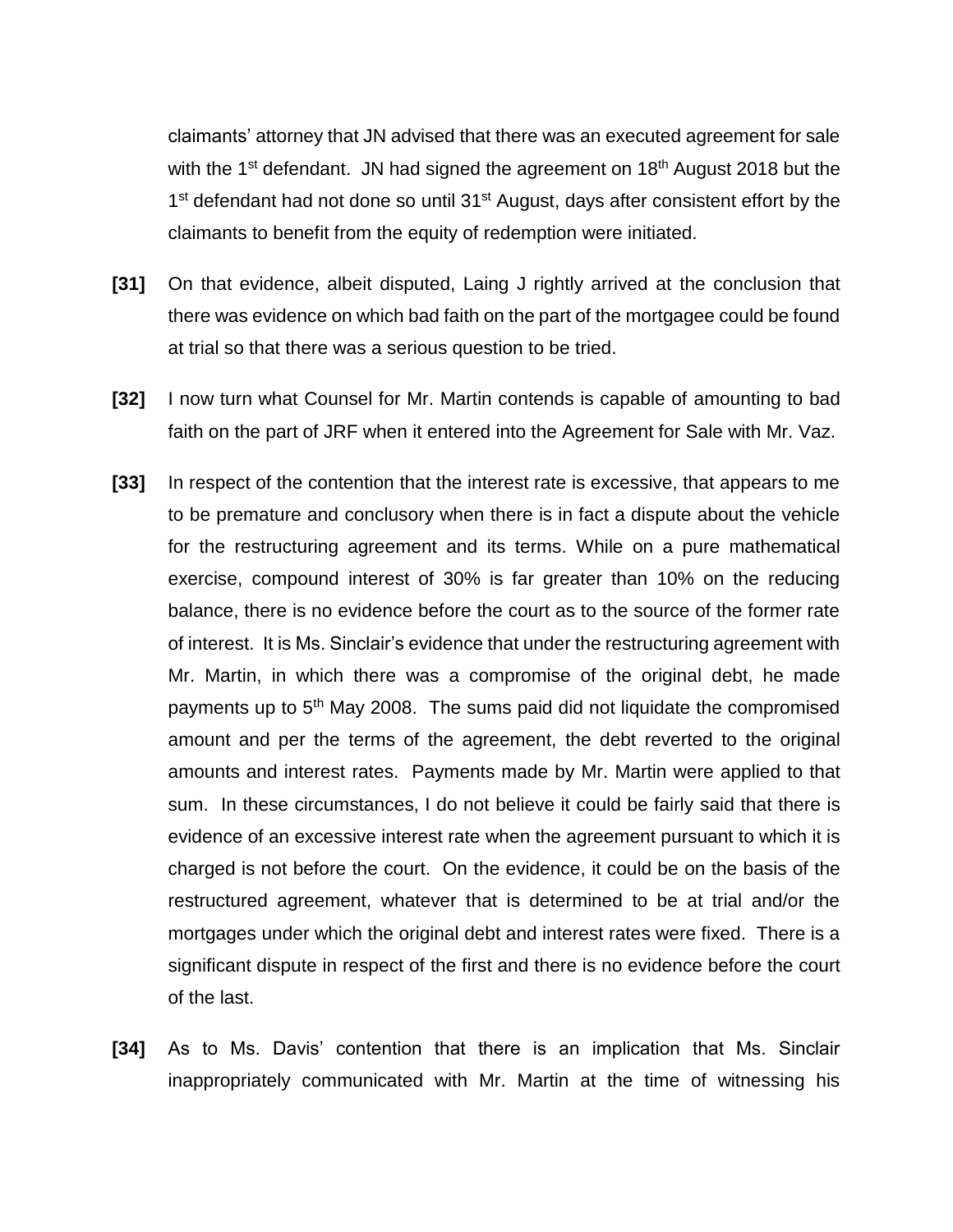claimants' attorney that JN advised that there was an executed agreement for sale with the 1st defendant. JN had signed the agreement on 18th August 2018 but the 1st defendant had not done so until 31st August, days after consistent effort by the claimants to benefit from the equity of redemption were initiated.

**[31]** On that evidence, albeit disputed, Laing J rightly arrived at the conclusion that there was evidence on which bad faith on the part of the mortgagee could be found at trial so that there was a serious question to be tried.

**[32]** I now turn what Counsel for Mr. Martin contends is capable of amounting to bad faith on the part of JRF when it entered into the Agreement for Sale with Mr. Vaz.

**[33]** In respect of the contention that the interest rate is excessive, that appears to me to be premature and conclusory when there is in fact a dispute about the vehicle for the restructuring agreement and its terms. While on a pure mathematical exercise, compound interest of 30% is far greater than 10% on the reducing balance, there is no evidence before the court as to the source of the former rate of interest. It is Ms. Sinclair's evidence that under the restructuring agreement with Mr. Martin, in which there was a compromise of the original debt, he made payments up to 5th May 2008. The sums paid did not liquidate the compromised amount and per the terms of the agreement, the debt reverted to the original amounts and interest rates. Payments made by Mr. Martin were applied to that sum. In these circumstances, I do not believe it could be fairly said that there is evidence of an excessive interest rate when the agreement pursuant to which it is charged is not before the court. On the evidence, it could be on the basis of the restructured agreement, whatever that is determined to be at trial and/or the mortgages under which the original debt and interest rates were fixed. There is a significant dispute in respect of the first and there is no evidence before the court of the last.

**[34]** As to Ms. Davis' contention that there is an implication that Ms. Sinclair inappropriately communicated with Mr. Martin at the time of witnessing his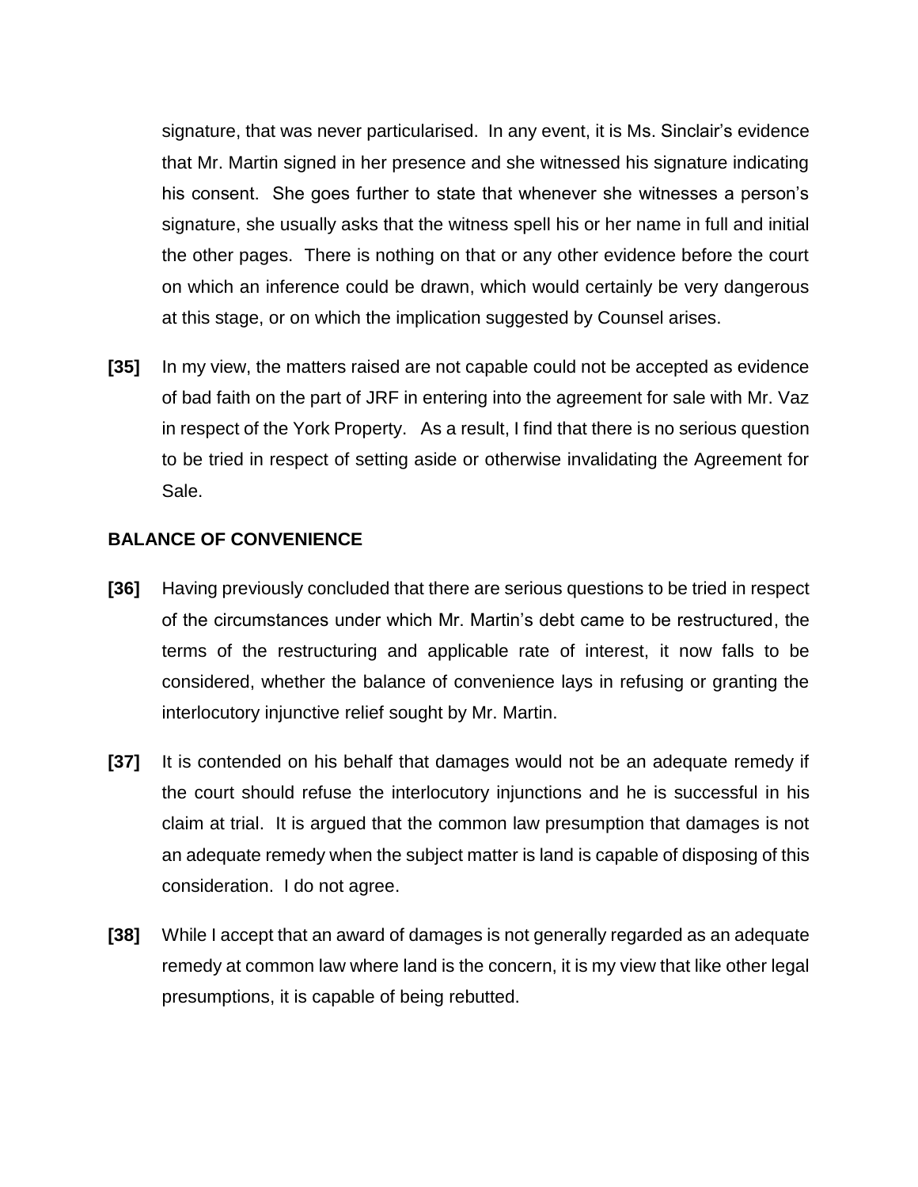signature, that was never particularised. In any event, it is Ms. Sinclair's evidence that Mr. Martin signed in her presence and she witnessed his signature indicating his consent. She goes further to state that whenever she witnesses a person's signature, she usually asks that the witness spell his or her name in full and initial the other pages. There is nothing on that or any other evidence before the court on which an inference could be drawn, which would certainly be very dangerous at this stage, or on which the implication suggested by Counsel arises.

**[35]** In my view, the matters raised are not capable could not be accepted as evidence of bad faith on the part of JRF in entering into the agreement for sale with Mr. Vaz in respect of the York Property. As a result, I find that there is no serious question to be tried in respect of setting aside or otherwise invalidating the Agreement for Sale.

**BALANCE OF CONVENIENCE**

**[36]** Having previously concluded that there are serious questions to be tried in respect of the circumstances under which Mr. Martin's debt came to be restructured, the terms of the restructuring and applicable rate of interest, it now falls to be considered, whether the balance of convenience lays in refusing or granting the interlocutory injunctive relief sought by Mr. Martin.

**[37]** It is contended on his behalf that damages would not be an adequate remedy if the court should refuse the interlocutory injunctions and he is successful in his claim at trial. It is argued that the common law presumption that damages is not an adequate remedy when the subject matter is land is capable of disposing of this consideration. I do not agree.

**[38]** While I accept that an award of damages is not generally regarded as an adequate remedy at common law where land is the concern, it is my view that like other legal presumptions, it is capable of being rebutted.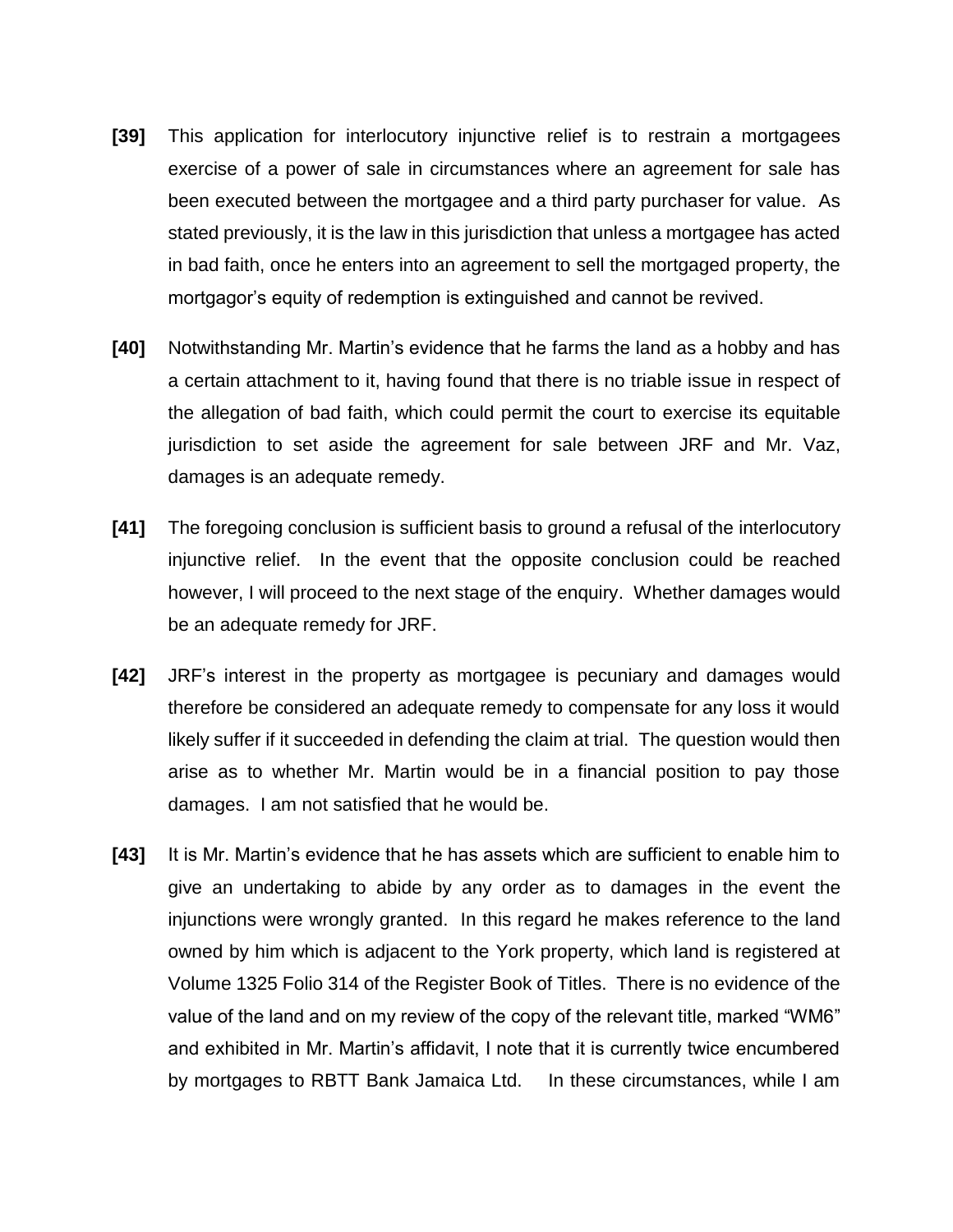**[39]** This application for interlocutory injunctive relief is to restrain a mortgagees exercise of a power of sale in circumstances where an agreement for sale has been executed between the mortgagee and a third party purchaser for value. As stated previously, it is the law in this jurisdiction that unless a mortgagee has acted in bad faith, once he enters into an agreement to sell the mortgaged property, the mortgagor's equity of redemption is extinguished and cannot be revived.

**[40]** Notwithstanding Mr. Martin's evidence that he farms the land as a hobby and has a certain attachment to it, having found that there is no triable issue in respect of the allegation of bad faith, which could permit the court to exercise its equitable jurisdiction to set aside the agreement for sale between JRF and Mr. Vaz, damages is an adequate remedy.

**[41]** The foregoing conclusion is sufficient basis to ground a refusal of the interlocutory injunctive relief. In the event that the opposite conclusion could be reached however, I will proceed to the next stage of the enquiry. Whether damages would be an adequate remedy for JRF.

**[42]** JRF's interest in the property as mortgagee is pecuniary and damages would therefore be considered an adequate remedy to compensate for any loss it would likely suffer if it succeeded in defending the claim at trial. The question would then arise as to whether Mr. Martin would be in a financial position to pay those damages. I am not satisfied that he would be.

**[43]** It is Mr. Martin's evidence that he has assets which are sufficient to enable him to give an undertaking to abide by any order as to damages in the event the injunctions were wrongly granted. In this regard he makes reference to the land owned by him which is adjacent to the York property, which land is registered at Volume 1325 Folio 314 of the Register Book of Titles. There is no evidence of the value of the land and on my review of the copy of the relevant title, marked "WM6" and exhibited in Mr. Martin's affidavit, I note that it is currently twice encumbered by mortgages to RBTT Bank Jamaica Ltd. In these circumstances, while I am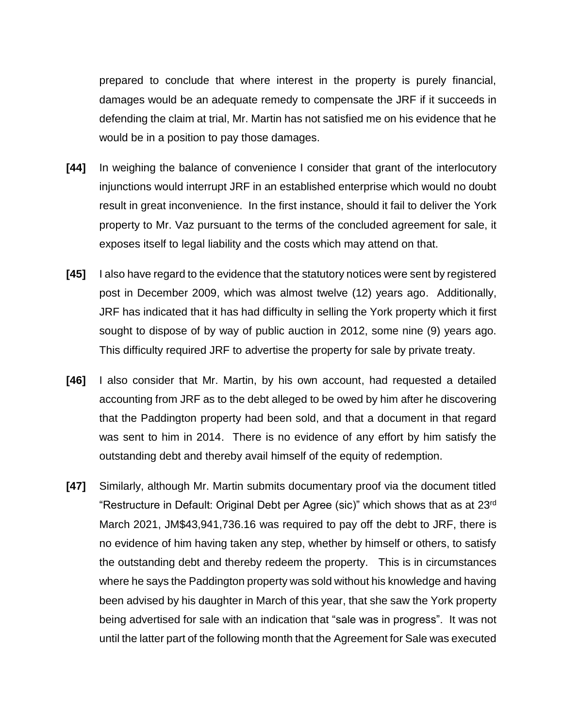prepared to conclude that where interest in the property is purely financial, damages would be an adequate remedy to compensate the JRF if it succeeds in defending the claim at trial, Mr. Martin has not satisfied me on his evidence that he would be in a position to pay those damages.

**[44]** In weighing the balance of convenience I consider that grant of the interlocutory injunctions would interrupt JRF in an established enterprise which would no doubt result in great inconvenience. In the first instance, should it fail to deliver the York property to Mr. Vaz pursuant to the terms of the concluded agreement for sale, it exposes itself to legal liability and the costs which may attend on that.

**[45]** I also have regard to the evidence that the statutory notices were sent by registered post in December 2009, which was almost twelve (12) years ago. Additionally, JRF has indicated that it has had difficulty in selling the York property which it first sought to dispose of by way of public auction in 2012, some nine (9) years ago. This difficulty required JRF to advertise the property for sale by private treaty.

**[46]** I also consider that Mr. Martin, by his own account, had requested a detailed accounting from JRF as to the debt alleged to be owed by him after he discovering that the Paddington property had been sold, and that a document in that regard was sent to him in 2014. There is no evidence of any effort by him satisfy the outstanding debt and thereby avail himself of the equity of redemption.

**[47]** Similarly, although Mr. Martin submits documentary proof via the document titled "Restructure in Default: Original Debt per Agree (sic)" which shows that as at 23rd March 2021, JM$43,941,736.16 was required to pay off the debt to JRF, there is no evidence of him having taken any step, whether by himself or others, to satisfy the outstanding debt and thereby redeem the property. This is in circumstances where he says the Paddington property was sold without his knowledge and having been advised by his daughter in March of this year, that she saw the York property being advertised for sale with an indication that "sale was in progress". It was not until the latter part of the following month that the Agreement for Sale was executed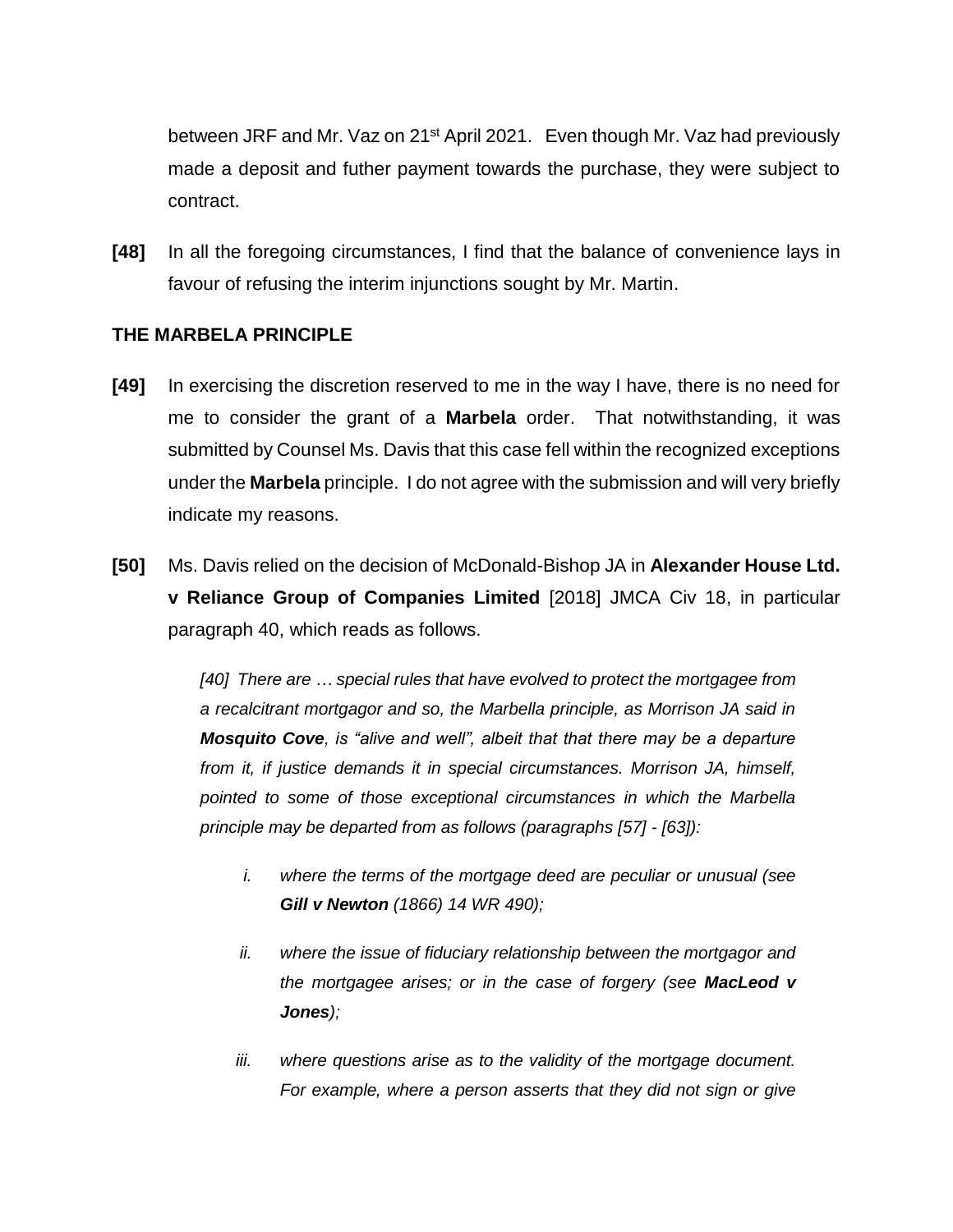between JRF and Mr. Vaz on 21st April 2021. Even though Mr. Vaz had previously made a deposit and futher payment towards the purchase, they were subject to contract.

**[48]** In all the foregoing circumstances, I find that the balance of convenience lays in favour of refusing the interim injunctions sought by Mr. Martin.

**THE MARBELA PRINCIPLE**

**[49]** In exercising the discretion reserved to me in the way I have, there is no need for me to consider the grant of a **Marbela** order. That notwithstanding, it was submitted by Counsel Ms. Davis that this case fell within the recognized exceptions under the **Marbela** principle. I do not agree with the submission and will very briefly indicate my reasons.

**[50]** Ms. Davis relied on the decision of McDonald-Bishop JA in **Alexander House Ltd. v Reliance Group of Companies Limited** [2018] JMCA Civ 18, in particular paragraph 40, which reads as follows.

> *[40] There are … special rules that have evolved to protect the mortgagee from a recalcitrant mortgagor and so, the Marbella principle, as Morrison JA said in **Mosquito Cove**, is "alive and well", albeit that that there may be a departure from it, if justice demands it in special circumstances. Morrison JA, himself, pointed to some of those exceptional circumstances in which the Marbella principle may be departed from as follows (paragraphs [57] - [63]):*
>
> *i. where the terms of the mortgage deed are peculiar or unusual (see **Gill v Newton** (1866) 14 WR 490);*
>
> *ii. where the issue of fiduciary relationship between the mortgagor and the mortgagee arises; or in the case of forgery (see **MacLeod v Jones**);*
>
> *iii. where questions arise as to the validity of the mortgage document. For example, where a person asserts that they did not sign or give*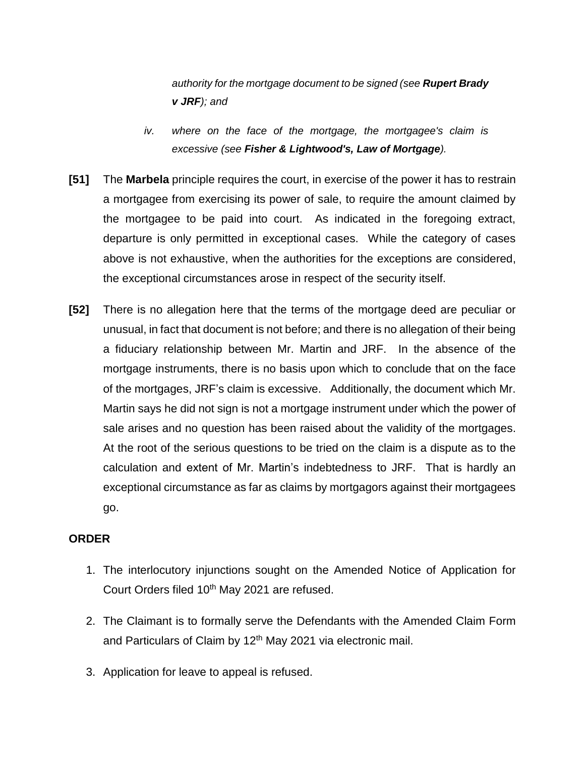*authority for the mortgage document to be signed (see **Rupert Brady v JRF**); and*

*iv. where on the face of the mortgage, the mortgagee's claim is excessive (see **Fisher & Lightwood's, Law of Mortgage**).*

**[51]** The **Marbela** principle requires the court, in exercise of the power it has to restrain a mortgagee from exercising its power of sale, to require the amount claimed by the mortgagee to be paid into court. As indicated in the foregoing extract, departure is only permitted in exceptional cases. While the category of cases above is not exhaustive, when the authorities for the exceptions are considered, the exceptional circumstances arose in respect of the security itself.

**[52]** There is no allegation here that the terms of the mortgage deed are peculiar or unusual, in fact that document is not before; and there is no allegation of their being a fiduciary relationship between Mr. Martin and JRF. In the absence of the mortgage instruments, there is no basis upon which to conclude that on the face of the mortgages, JRF's claim is excessive. Additionally, the document which Mr. Martin says he did not sign is not a mortgage instrument under which the power of sale arises and no question has been raised about the validity of the mortgages. At the root of the serious questions to be tried on the claim is a dispute as to the calculation and extent of Mr. Martin's indebtedness to JRF. That is hardly an exceptional circumstance as far as claims by mortgagors against their mortgagees go.

## ORDER

1. The interlocutory injunctions sought on the Amended Notice of Application for Court Orders filed 10th May 2021 are refused.
2. The Claimant is to formally serve the Defendants with the Amended Claim Form and Particulars of Claim by 12th May 2021 via electronic mail.
3. Application for leave to appeal is refused.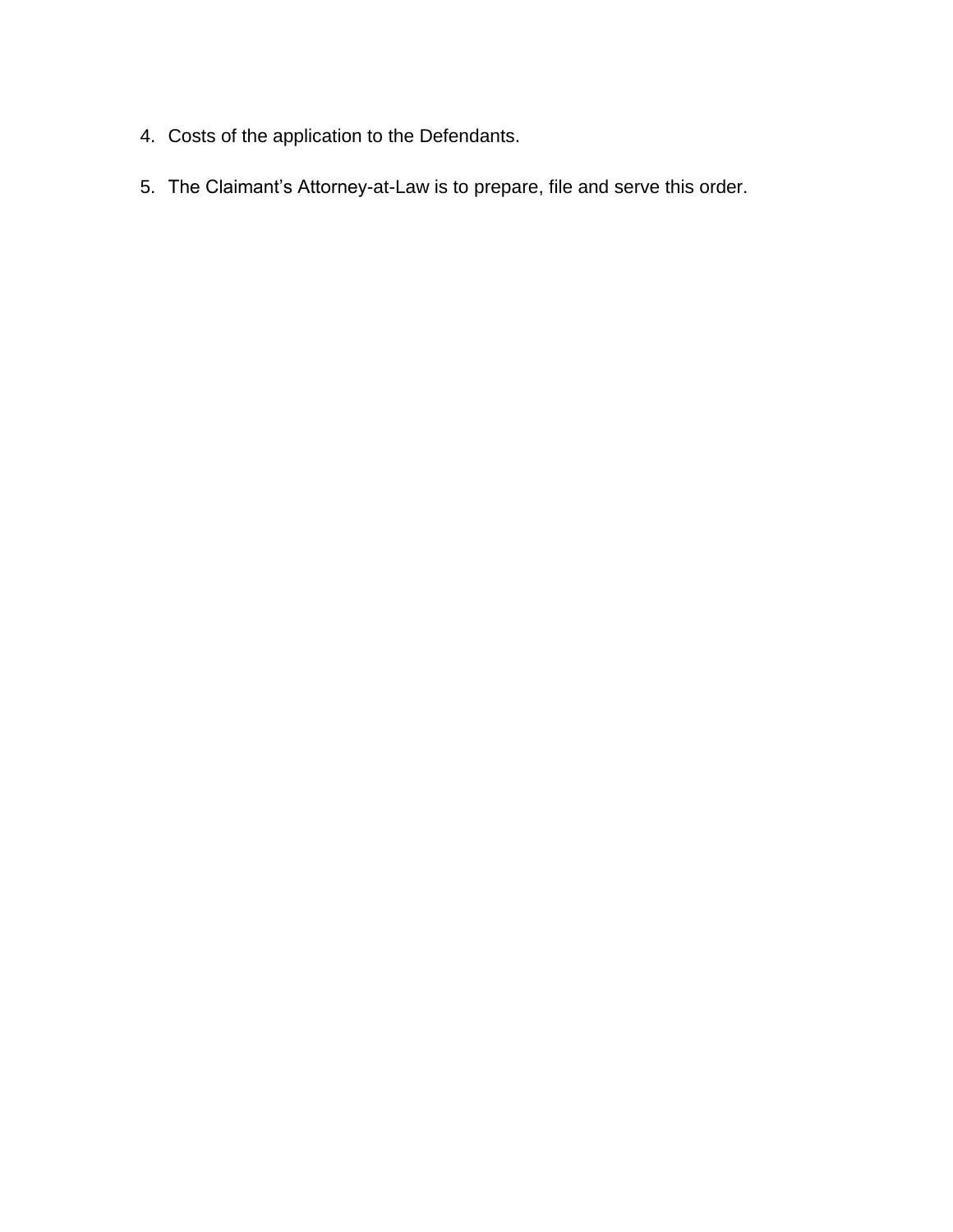4. Costs of the application to the Defendants.

5. The Claimant’s Attorney-at-Law is to prepare, file and serve this order.